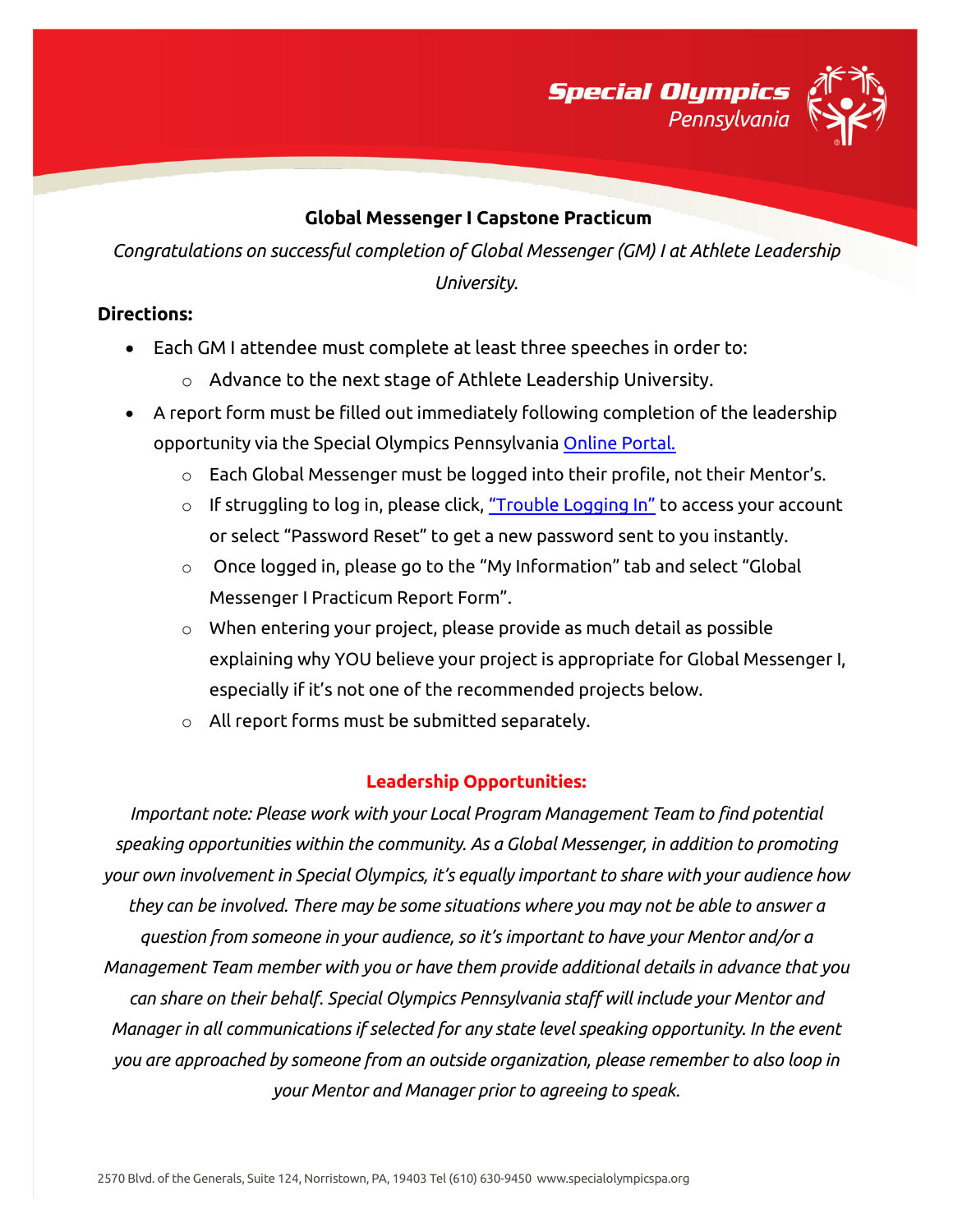## Global Messenger I Capstone Practicum

*Congratulations on successful completion of Global Messenger (GM) I at Athlete Leadership University.*

**Directions:**

- Each GM I attendee must complete at least three speeches in order to:
  - Advance to the next stage of Athlete Leadership University.
- A report form must be filled out immediately following completion of the leadership opportunity via the Special Olympics Pennsylvania Online Portal.
  - Each Global Messenger must be logged into their profile, not their Mentor's.
  - If struggling to log in, please click, "Trouble Logging In" to access your account or select "Password Reset" to get a new password sent to you instantly.
  - Once logged in, please go to the "My Information" tab and select "Global Messenger I Practicum Report Form".
  - When entering your project, please provide as much detail as possible explaining why YOU believe your project is appropriate for Global Messenger I, especially if it's not one of the recommended projects below.
  - All report forms must be submitted separately.

### Leadership Opportunities:

*Important note: Please work with your Local Program Management Team to find potential speaking opportunities within the community. As a Global Messenger, in addition to promoting your own involvement in Special Olympics, it's equally important to share with your audience how they can be involved. There may be some situations where you may not be able to answer a question from someone in your audience, so it's important to have your Mentor and/or a Management Team member with you or have them provide additional details in advance that you can share on their behalf. Special Olympics Pennsylvania staff will include your Mentor and Manager in all communications if selected for any state level speaking opportunity. In the event you are approached by someone from an outside organization, please remember to also loop in your Mentor and Manager prior to agreeing to speak.*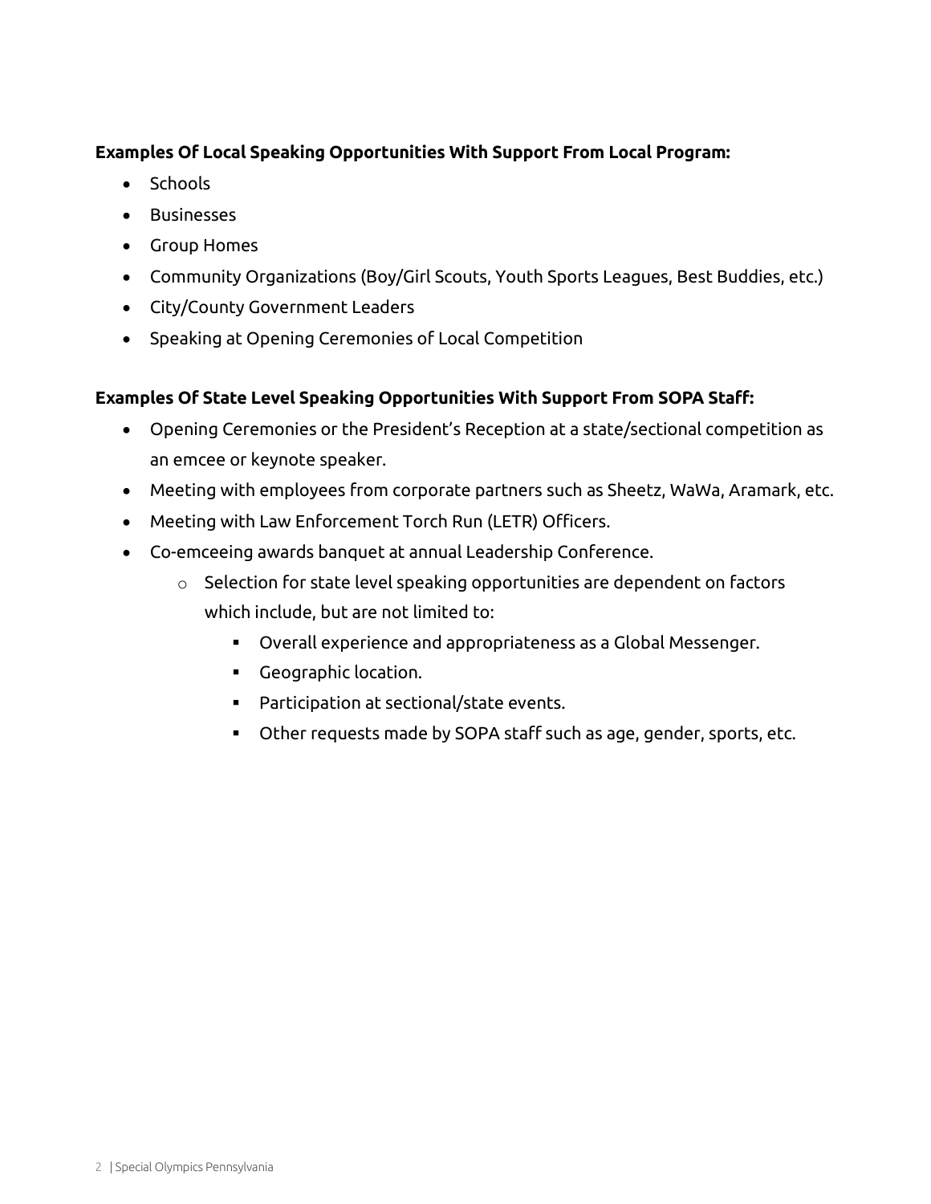**Examples Of Local Speaking Opportunities With Support From Local Program:**

- Schools
- Businesses
- Group Homes
- Community Organizations (Boy/Girl Scouts, Youth Sports Leagues, Best Buddies, etc.)
- City/County Government Leaders
- Speaking at Opening Ceremonies of Local Competition

**Examples Of State Level Speaking Opportunities With Support From SOPA Staff:**

- Opening Ceremonies or the President's Reception at a state/sectional competition as an emcee or keynote speaker.
- Meeting with employees from corporate partners such as Sheetz, WaWa, Aramark, etc.
- Meeting with Law Enforcement Torch Run (LETR) Officers.
- Co-emceeing awards banquet at annual Leadership Conference.
  - Selection for state level speaking opportunities are dependent on factors which include, but are not limited to:
    - Overall experience and appropriateness as a Global Messenger.
    - Geographic location.
    - Participation at sectional/state events.
    - Other requests made by SOPA staff such as age, gender, sports, etc.